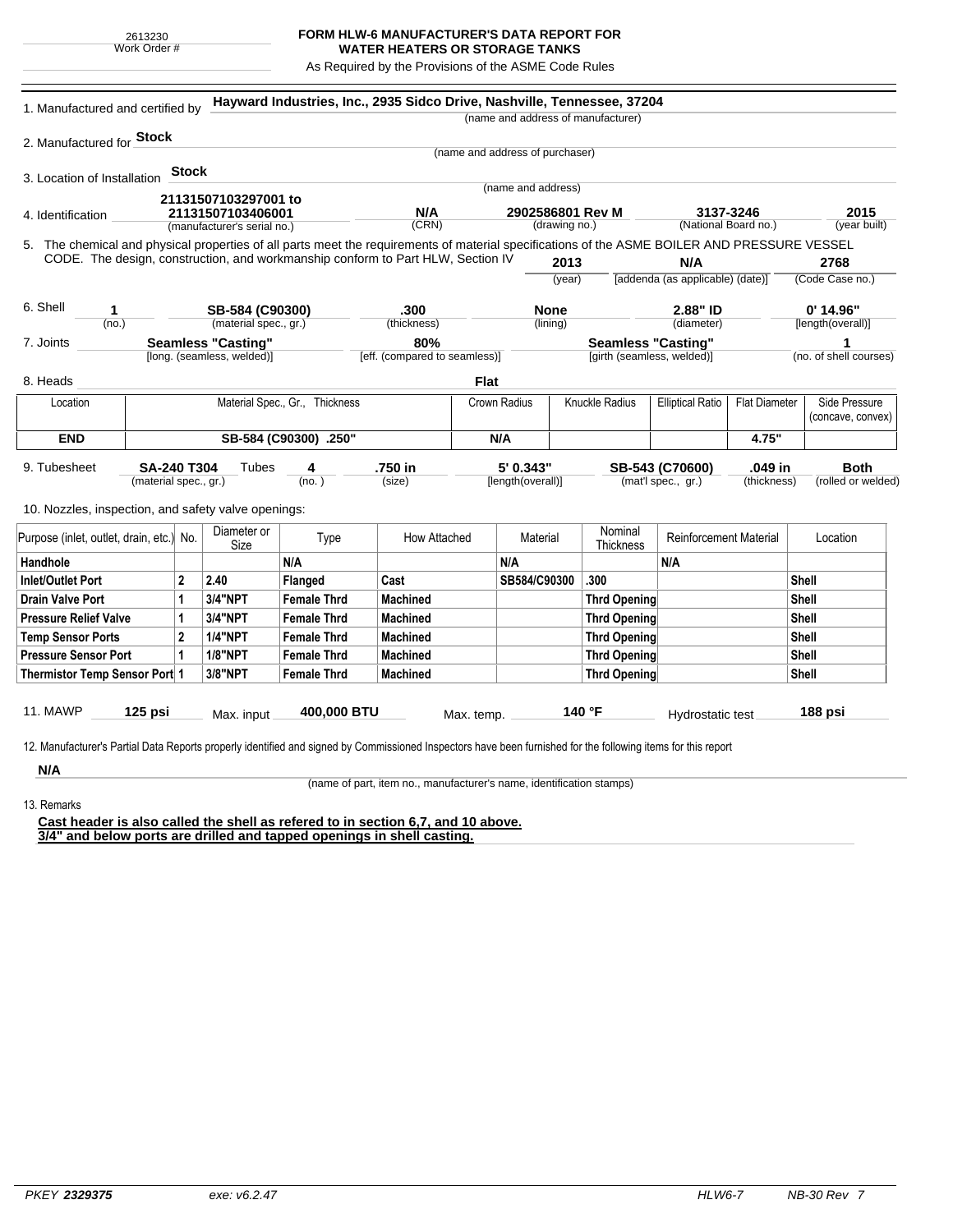2613230
Work Order #

# FORM HLW-6 MANUFACTURER'S DATA REPORT FOR WATER HEATERS OR STORAGE TANKS

As Required by the Provisions of the ASME Code Rules

1. Manufactured and certified by **Hayward Industries, Inc., 2935 Sidco Drive, Nashville, Tennessee, 37204**
(name and address of manufacturer)

2. Manufactured for **Stock**
(name and address of purchaser)

3. Location of Installation **Stock**
(name and address)

4. Identification

| 21131507103297001 to 21131507103406001 | N/A | 2902586801 Rev M | 3137-3246 | 2015 |
|---|---|---|---|---|
| (manufacturer's serial no.) | (CRN) | (drawing no.) | (National Board no.) | (year built) |

5. The chemical and physical properties of all parts meet the requirements of material specifications of the ASME BOILER AND PRESSURE VESSEL CODE. The design, construction, and workmanship conform to Part HLW, Section IV

| 2013 | N/A | 2768 |
|---|---|---|
| (year) | [addenda (as applicable) (date)] | (Code Case no.) |

6. Shell

| 1 | SB-584 (C90300) | .300 | None | 2.88" ID | 0' 14.96" |
|---|---|---|---|---|---|
| (no.) | (material spec., gr.) | (thickness) | (lining) | (diameter) | [length(overall)] |

7. Joints

| Seamless "Casting" | 80% | Seamless "Casting" | 1 |
|---|---|---|---|
| [long. (seamless, welded)] | [eff. (compared to seamless)] | [girth (seamless, welded)] | (no. of shell courses) |

8. Heads **Flat**

| Location | Material Spec., Gr., Thickness | Crown Radius | Knuckle Radius | Elliptical Ratio | Flat Diameter | Side Pressure (concave, convex) |
|---|---|---|---|---|---|---|
| **END** | **SB-584 (C90300) .250"** | **N/A** | | | **4.75"** | |

9. Tubesheet

| SA-240 T304 | Tubes 4 | .750 in | 5' 0.343" | SB-543 (C70600) | .049 in | Both |
|---|---|---|---|---|---|---|
| (material spec., gr.) | (no.) | (size) | [length(overall)] | (mat'l spec., gr.) | (thickness) | (rolled or welded) |

10. Nozzles, inspection, and safety valve openings:

| Purpose (inlet, outlet, drain, etc.) | No. | Diameter or Size | Type | How Attached | Material | Nominal Thickness | Reinforcement Material | Location |
|---|---|---|---|---|---|---|---|---|
| **Handhole** | | | **N/A** | | **N/A** | | **N/A** | |
| **Inlet/Outlet Port** | **2** | **2.40** | **Flanged** | **Cast** | **SB584/C90300** | **.300** | | **Shell** |
| **Drain Valve Port** | **1** | **3/4"NPT** | **Female Thrd** | **Machined** | | **Thrd Opening** | | **Shell** |
| **Pressure Relief Valve** | **1** | **3/4"NPT** | **Female Thrd** | **Machined** | | **Thrd Opening** | | **Shell** |
| **Temp Sensor Ports** | **2** | **1/4"NPT** | **Female Thrd** | **Machined** | | **Thrd Opening** | | **Shell** |
| **Pressure Sensor Port** | **1** | **1/8"NPT** | **Female Thrd** | **Machined** | | **Thrd Opening** | | **Shell** |
| **Thermistor Temp Sensor Port** | **1** | **3/8"NPT** | **Female Thrd** | **Machined** | | **Thrd Opening** | | **Shell** |

11. MAWP **125 psi** Max. input **400,000 BTU** Max. temp. **140 °F** Hydrostatic test **188 psi**

12. Manufacturer's Partial Data Reports properly identified and signed by Commissioned Inspectors have been furnished for the following items for this report

**N/A**
(name of part, item no., manufacturer's name, identification stamps)

13. Remarks

**Cast header is also called the shell as refered to in section 6,7, and 10 above.**
**3/4" and below ports are drilled and tapped openings in shell casting.**

PKEY **2329375** exe: v6.2.47 HLW6-7 NB-30 Rev 7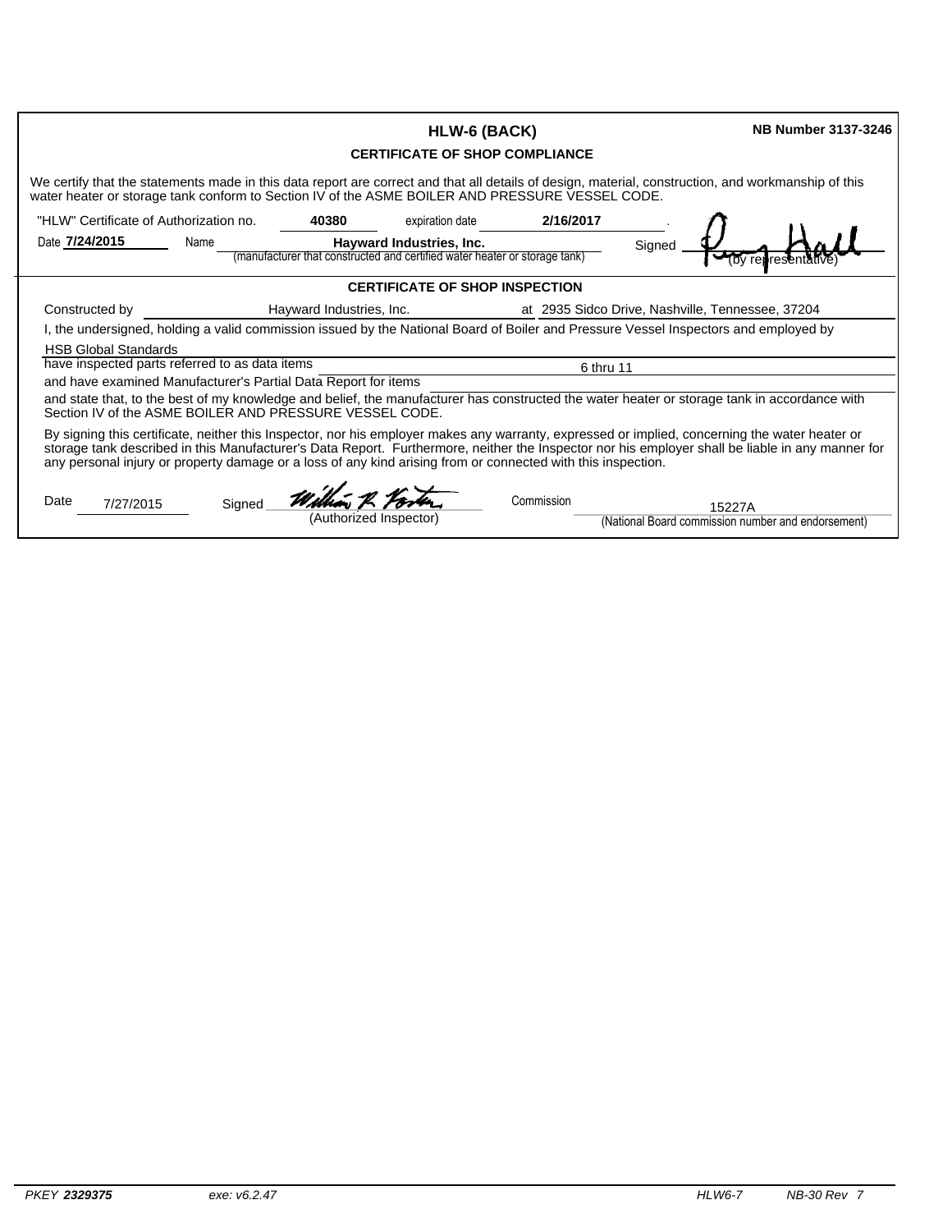# HLW-6 (BACK)

**NB Number 3137-3246**

## CERTIFICATE OF SHOP COMPLIANCE

We certify that the statements made in this data report are correct and that all details of design, material, construction, and workmanship of this water heater or storage tank conform to Section IV of the ASME BOILER AND PRESSURE VESSEL CODE.

"HLW" Certificate of Authorization no. **40380** expiration date **2/16/2017**.

Date **7/24/2015** Name **Hayward Industries, Inc.** (manufacturer that constructed and certified water heater or storage tank) Signed (by representative)

## CERTIFICATE OF SHOP INSPECTION

Constructed by Hayward Industries, Inc. at 2935 Sidco Drive, Nashville, Tennessee, 37204

I, the undersigned, holding a valid commission issued by the National Board of Boiler and Pressure Vessel Inspectors and employed by HSB Global Standards have inspected parts referred to as data items 6 thru 11 and have examined Manufacturer's Partial Data Report for items

and state that, to the best of my knowledge and belief, the manufacturer has constructed the water heater or storage tank in accordance with Section IV of the ASME BOILER AND PRESSURE VESSEL CODE.

By signing this certificate, neither this Inspector, nor his employer makes any warranty, expressed or implied, concerning the water heater or storage tank described in this Manufacturer's Data Report. Furthermore, neither the Inspector nor his employer shall be liable in any manner for any personal injury or property damage or a loss of any kind arising from or connected with this inspection.

Date 7/27/2015 Signed (Authorized Inspector) Commission 15227A (National Board commission number and endorsement)

PKEY 2329375 exe: v6.2.47 HLW6-7 NB-30 Rev 7